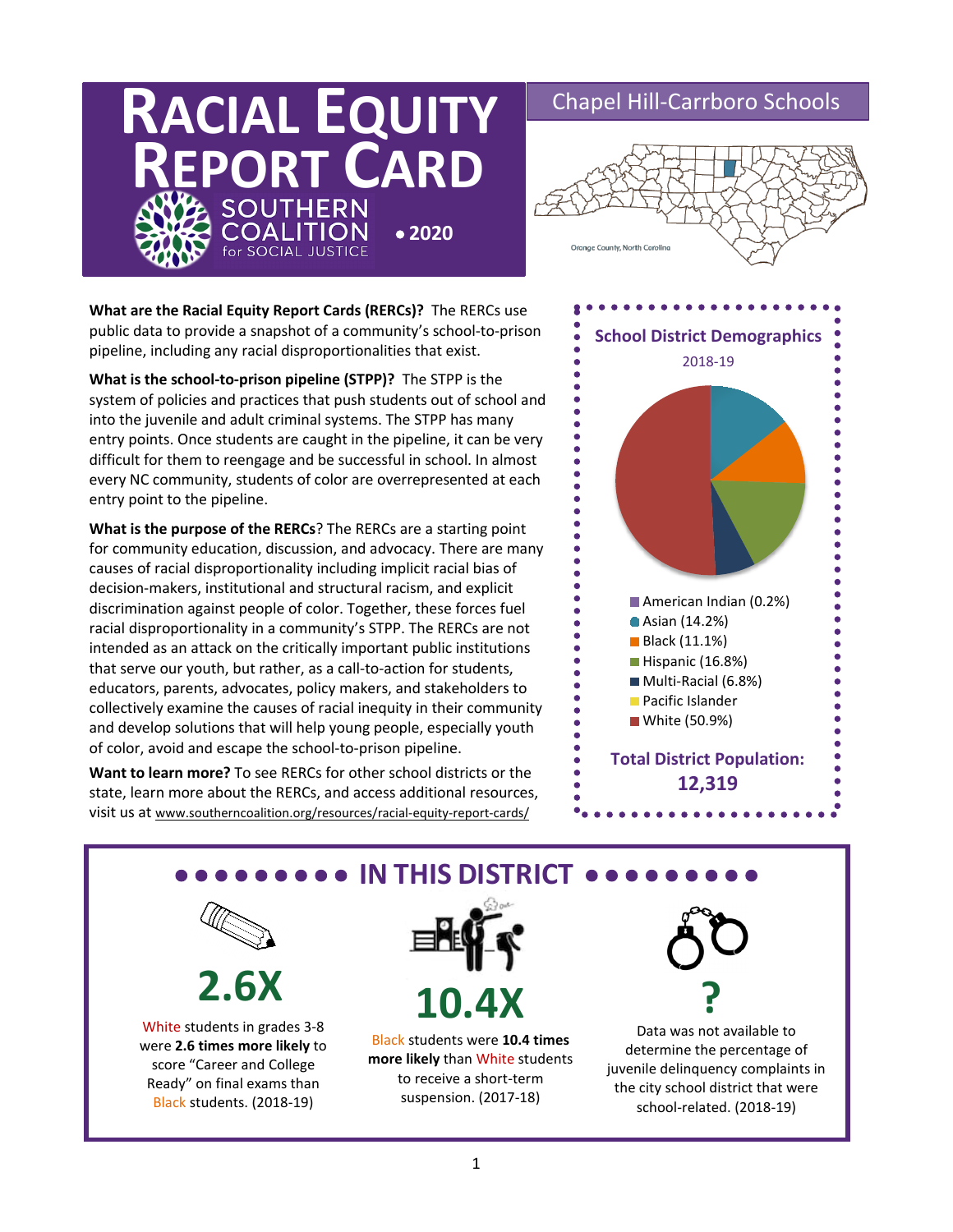# RACIAL EQUITY REPORT CARD

SOUTHERN COALITION for SOCIAL JUSTICE • 2020

## Chapel Hill-Carrboro Schools

Orange County, North Carolina

**What are the Racial Equity Report Cards (RERCs)?** The RERCs use public data to provide a snapshot of a community's school-to-prison pipeline, including any racial disproportionalities that exist.

**What is the school-to-prison pipeline (STPP)?** The STPP is the system of policies and practices that push students out of school and into the juvenile and adult criminal systems. The STPP has many entry points. Once students are caught in the pipeline, it can be very difficult for them to reengage and be successful in school. In almost every NC community, students of color are overrepresented at each entry point to the pipeline.

**What is the purpose of the RERCs**? The RERCs are a starting point for community education, discussion, and advocacy. There are many causes of racial disproportionality including implicit racial bias of decision-makers, institutional and structural racism, and explicit discrimination against people of color. Together, these forces fuel racial disproportionality in a community's STPP. The RERCs are not intended as an attack on the critically important public institutions that serve our youth, but rather, as a call-to-action for students, educators, parents, advocates, policy makers, and stakeholders to collectively examine the causes of racial inequity in their community and develop solutions that will help young people, especially youth of color, avoid and escape the school-to-prison pipeline.

**Want to learn more?** To see RERCs for other school districts or the state, learn more about the RERCs, and access additional resources, visit us at www.southerncoalition.org/resources/racial-equity-report-cards/

### School District Demographics

2018-19

- American Indian (0.2%)
- Asian (14.2%)
- Black (11.1%)
- Hispanic (16.8%)
- Multi-Racial (6.8%)
- Pacific Islander
- White (50.9%)

**Total District Population: 12,319**

## IN THIS DISTRICT

**2.6X**

White students in grades 3-8 were **2.6 times more likely** to score "Career and College Ready" on final exams than Black students. (2018-19)

**10.4X**

Black students were **10.4 times more likely** than White students to receive a short-term suspension. (2017-18)

**?**

Data was not available to determine the percentage of juvenile delinquency complaints in the city school district that were school-related. (2018-19)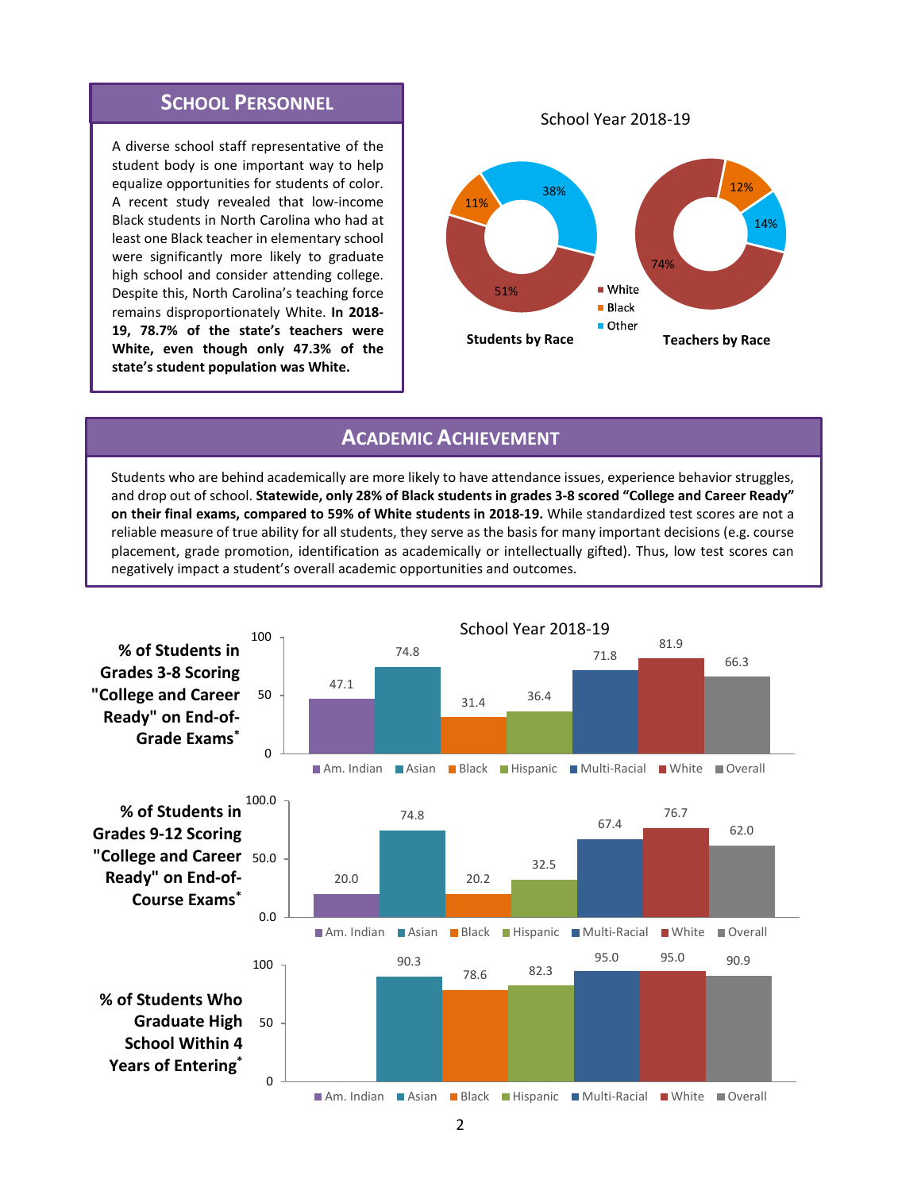## School Personnel

A diverse school staff representative of the student body is one important way to help equalize opportunities for students of color. A recent study revealed that low-income Black students in North Carolina who had at least one Black teacher in elementary school were significantly more likely to graduate high school and consider attending college. Despite this, North Carolina's teaching force remains disproportionately White. **In 2018-19, 78.7% of the state's teachers were White, even though only 47.3% of the state's student population was White.**

School Year 2018-19

| | White | Black | Other |
|---|---|---|---|
| Students by Race | 51% | 11% | 38% |
| Teachers by Race | 74% | 12% | 14% |

## Academic Achievement

Students who are behind academically are more likely to have attendance issues, experience behavior struggles, and drop out of school. **Statewide, only 28% of Black students in grades 3-8 scored "College and Career Ready" on their final exams, compared to 59% of White students in 2018-19.** While standardized test scores are not a reliable measure of true ability for all students, they serve as the basis for many important decisions (e.g. course placement, grade promotion, identification as academically or intellectually gifted). Thus, low test scores can negatively impact a student's overall academic opportunities and outcomes.

School Year 2018-19

| | Am. Indian | Asian | Black | Hispanic | Multi-Racial | White | Overall |
|---|---|---|---|---|---|---|---|
| **% of Students in Grades 3-8 Scoring "College and Career Ready" on End-of-Grade Exams*** | 47.1 | 74.8 | 31.4 | 36.4 | 71.8 | 81.9 | 66.3 |
| **% of Students in Grades 9-12 Scoring "College and Career Ready" on End-of-Course Exams*** | 20.0 | 74.8 | 20.2 | 32.5 | 67.4 | 76.7 | 62.0 |
| **% of Students Who Graduate High School Within 4 Years of Entering*** | | 90.3 | 78.6 | 82.3 | 95.0 | 95.0 | 90.9 |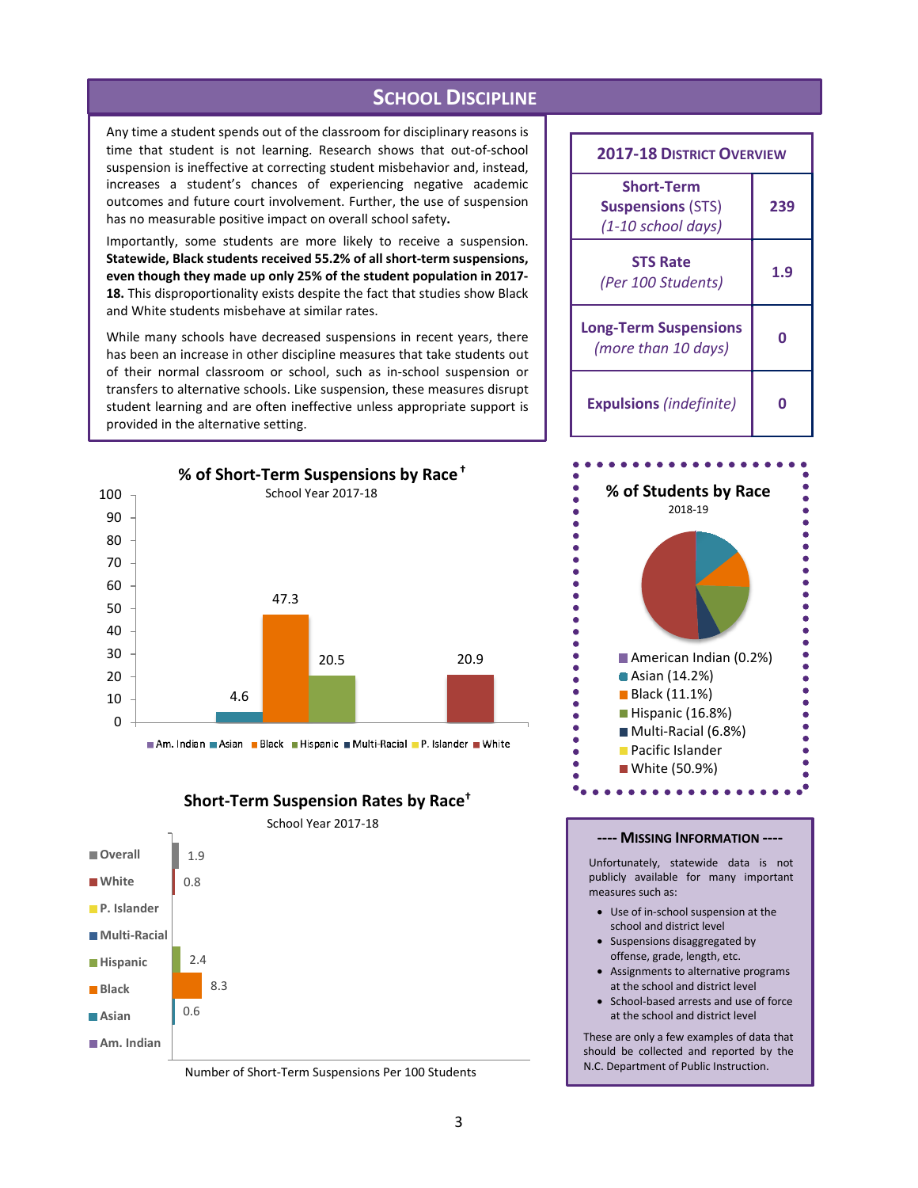# School Discipline

Any time a student spends out of the classroom for disciplinary reasons is time that student is not learning. Research shows that out-of-school suspension is ineffective at correcting student misbehavior and, instead, increases a student's chances of experiencing negative academic outcomes and future court involvement. Further, the use of suspension has no measurable positive impact on overall school safety.

Importantly, some students are more likely to receive a suspension. **Statewide, Black students received 55.2% of all short-term suspensions, even though they made up only 25% of the student population in 2017-18.** This disproportionality exists despite the fact that studies show Black and White students misbehave at similar rates.

While many schools have decreased suspensions in recent years, there has been an increase in other discipline measures that take students out of their normal classroom or school, such as in-school suspension or transfers to alternative schools. Like suspension, these measures disrupt student learning and are often ineffective unless appropriate support is provided in the alternative setting.

## 2017-18 District Overview

| Measure | Value |
|---|---|
| **Short-Term Suspensions** (STS) *(1-10 school days)* | 239 |
| **STS Rate** *(Per 100 Students)* | 1.9 |
| **Long-Term Suspensions** *(more than 10 days)* | 0 |
| **Expulsions** *(indefinite)* | 0 |

## % of Short-Term Suspensions by Race†

School Year 2017-18

| Race | % |
|---|---|
| Am. Indian | |
| Asian | 4.6 |
| Black | 47.3 |
| Hispanic | 20.5 |
| Multi-Racial | |
| P. Islander | |
| White | 20.9 |

## % of Students by Race

2018-19

- American Indian (0.2%)
- Asian (14.2%)
- Black (11.1%)
- Hispanic (16.8%)
- Multi-Racial (6.8%)
- Pacific Islander
- White (50.9%)

## Short-Term Suspension Rates by Race†

School Year 2017-18

| Group | Number of Short-Term Suspensions Per 100 Students |
|---|---|
| Overall | 1.9 |
| White | 0.8 |
| P. Islander | |
| Multi-Racial | |
| Hispanic | 2.4 |
| Black | 8.3 |
| Asian | 0.6 |
| Am. Indian | |

### ---- Missing Information ----

Unfortunately, statewide data is not publicly available for many important measures such as:

- Use of in-school suspension at the school and district level
- Suspensions disaggregated by offense, grade, length, etc.
- Assignments to alternative programs at the school and district level
- School-based arrests and use of force at the school and district level

These are only a few examples of data that should be collected and reported by the N.C. Department of Public Instruction.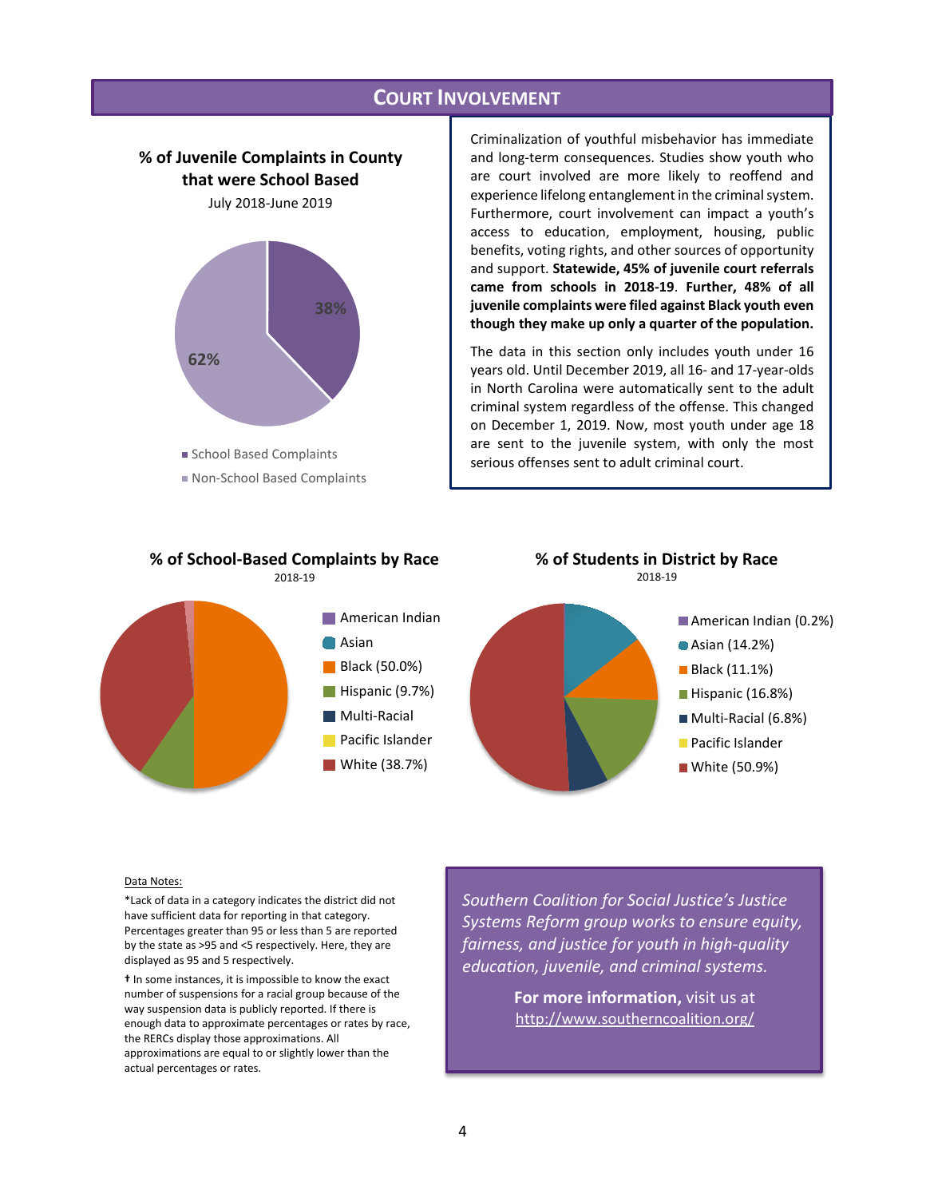## COURT INVOLVEMENT

### % of Juvenile Complaints in County that were School Based

July 2018-June 2019

38%

62%

School Based Complaints

Non-School Based Complaints

Criminalization of youthful misbehavior has immediate and long-term consequences. Studies show youth who are court involved are more likely to reoffend and experience lifelong entanglement in the criminal system. Furthermore, court involvement can impact a youth's access to education, employment, housing, public benefits, voting rights, and other sources of opportunity and support. **Statewide, 45% of juvenile court referrals came from schools in 2018-19**. **Further, 48% of all juvenile complaints were filed against Black youth even though they make up only a quarter of the population.**

The data in this section only includes youth under 16 years old. Until December 2019, all 16- and 17-year-olds in North Carolina were automatically sent to the adult criminal system regardless of the offense. This changed on December 1, 2019. Now, most youth under age 18 are sent to the juvenile system, with only the most serious offenses sent to adult criminal court.

### % of School-Based Complaints by Race

2018-19

American Indian

Asian

Black (50.0%)

Hispanic (9.7%)

Multi-Racial

Pacific Islander

White (38.7%)

### % of Students in District by Race

2018-19

American Indian (0.2%)

Asian (14.2%)

Black (11.1%)

Hispanic (16.8%)

Multi-Racial (6.8%)

Pacific Islander

White (50.9%)

Data Notes:

*Lack of data in a category indicates the district did not have sufficient data for reporting in that category. Percentages greater than 95 or less than 5 are reported by the state as >95 and <5 respectively. Here, they are displayed as 95 and 5 respectively.

† In some instances, it is impossible to know the exact number of suspensions for a racial group because of the way suspension data is publicly reported. If there is enough data to approximate percentages or rates by race, the RERCs display those approximations. All approximations are equal to or slightly lower than the actual percentages or rates.

*Southern Coalition for Social Justice's Justice Systems Reform group works to ensure equity, fairness, and justice for youth in high-quality education, juvenile, and criminal systems.*

**For more information,** visit us at http://www.southerncoalition.org/